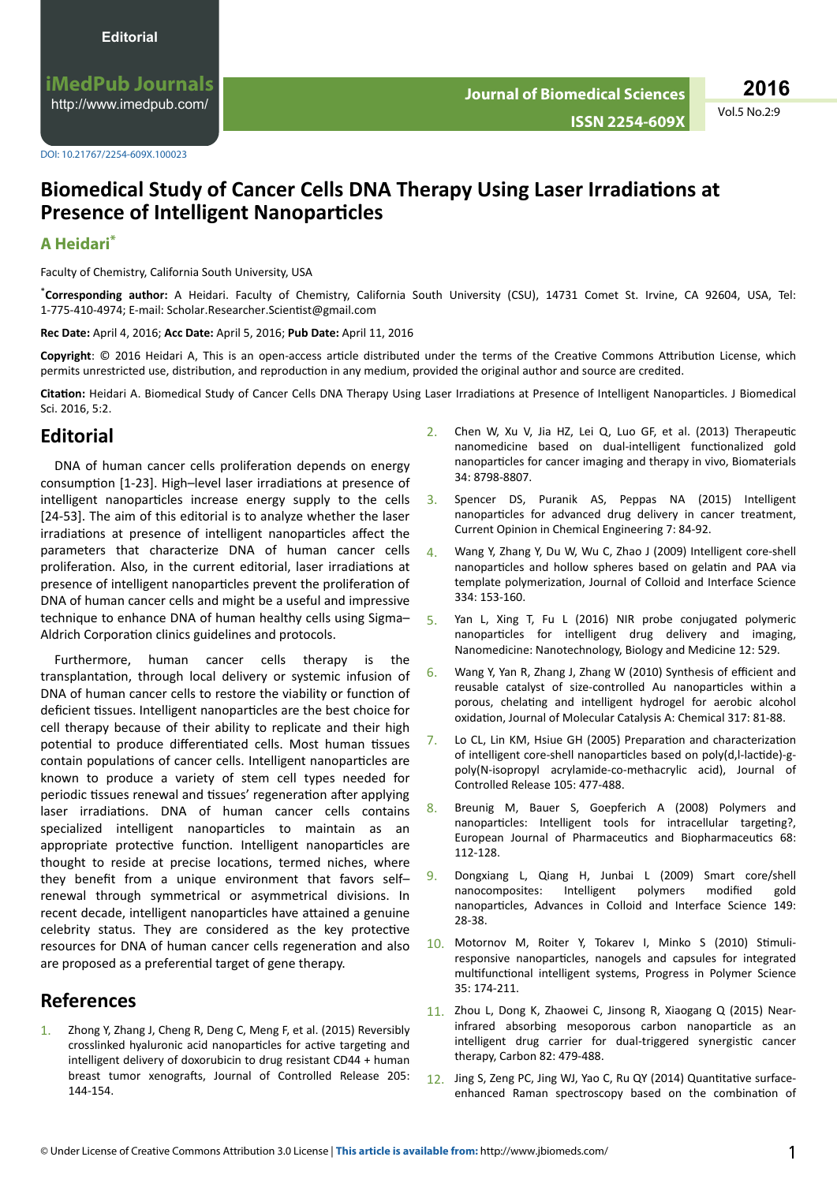DOI: 10.21767/2254-609X.100023

# Biomedical Study of Cancer Cells DNA Therapy Using Laser Irradiations at Presence of Intelligent Nanoparticles

**A Heidari***

Faculty of Chemistry, California South University, USA

***Corresponding author:** A Heidari. Faculty of Chemistry, California South University (CSU), 14731 Comet St. Irvine, CA 92604, USA, Tel: 1-775-410-4974; E-mail: Scholar.Researcher.Scientist@gmail.com

**Rec Date:** April 4, 2016; **Acc Date:** April 5, 2016; **Pub Date:** April 11, 2016

**Copyright**: © 2016 Heidari A, This is an open-access article distributed under the terms of the Creative Commons Attribution License, which permits unrestricted use, distribution, and reproduction in any medium, provided the original author and source are credited.

**Citation:** Heidari A. Biomedical Study of Cancer Cells DNA Therapy Using Laser Irradiations at Presence of Intelligent Nanoparticles. J Biomedical Sci. 2016, 5:2.

## Editorial

DNA of human cancer cells proliferation depends on energy consumption [1-23]. High–level laser irradiations at presence of intelligent nanoparticles increase energy supply to the cells [24-53]. The aim of this editorial is to analyze whether the laser irradiations at presence of intelligent nanoparticles affect the parameters that characterize DNA of human cancer cells proliferation. Also, in the current editorial, laser irradiations at presence of intelligent nanoparticles prevent the proliferation of DNA of human cancer cells and might be a useful and impressive technique to enhance DNA of human healthy cells using Sigma–Aldrich Corporation clinics guidelines and protocols.

Furthermore, human cancer cells therapy is the transplantation, through local delivery or systemic infusion of DNA of human cancer cells to restore the viability or function of deficient tissues. Intelligent nanoparticles are the best choice for cell therapy because of their ability to replicate and their high potential to produce differentiated cells. Most human tissues contain populations of cancer cells. Intelligent nanoparticles are known to produce a variety of stem cell types needed for periodic tissues renewal and tissues' regeneration after applying laser irradiations. DNA of human cancer cells contains specialized intelligent nanoparticles to maintain as an appropriate protective function. Intelligent nanoparticles are thought to reside at precise locations, termed niches, where they benefit from a unique environment that favors self–renewal through symmetrical or asymmetrical divisions. In recent decade, intelligent nanoparticles have attained a genuine celebrity status. They are considered as the key protective resources for DNA of human cancer cells regeneration and also are proposed as a preferential target of gene therapy.

## References

1. Zhong Y, Zhang J, Cheng R, Deng C, Meng F, et al. (2015) Reversibly crosslinked hyaluronic acid nanoparticles for active targeting and intelligent delivery of doxorubicin to drug resistant CD44 + human breast tumor xenografts, Journal of Controlled Release 205: 144-154.
2. Chen W, Xu V, Jia HZ, Lei Q, Luo GF, et al. (2013) Therapeutic nanomedicine based on dual-intelligent functionalized gold nanoparticles for cancer imaging and therapy in vivo, Biomaterials 34: 8798-8807.
3. Spencer DS, Puranik AS, Peppas NA (2015) Intelligent nanoparticles for advanced drug delivery in cancer treatment, Current Opinion in Chemical Engineering 7: 84-92.
4. Wang Y, Zhang Y, Du W, Wu C, Zhao J (2009) Intelligent core-shell nanoparticles and hollow spheres based on gelatin and PAA via template polymerization, Journal of Colloid and Interface Science 334: 153-160.
5. Yan L, Xing T, Fu L (2016) NIR probe conjugated polymeric nanoparticles for intelligent drug delivery and imaging, Nanomedicine: Nanotechnology, Biology and Medicine 12: 529.
6. Wang Y, Yan R, Zhang J, Zhang W (2010) Synthesis of efficient and reusable catalyst of size-controlled Au nanoparticles within a porous, chelating and intelligent hydrogel for aerobic alcohol oxidation, Journal of Molecular Catalysis A: Chemical 317: 81-88.
7. Lo CL, Lin KM, Hsiue GH (2005) Preparation and characterization of intelligent core-shell nanoparticles based on poly(d,l-lactide)-g-poly(N-isopropyl acrylamide-co-methacrylic acid), Journal of Controlled Release 105: 477-488.
8. Breunig M, Bauer S, Goepferich A (2008) Polymers and nanoparticles: Intelligent tools for intracellular targeting?, European Journal of Pharmaceutics and Biopharmaceutics 68: 112-128.
9. Dongxiang L, Qiang H, Junbai L (2009) Smart core/shell nanocomposites: Intelligent polymers modified gold nanoparticles, Advances in Colloid and Interface Science 149: 28-38.
10. Motornov M, Roiter Y, Tokarev I, Minko S (2010) Stimuli-responsive nanoparticles, nanogels and capsules for integrated multifunctional intelligent systems, Progress in Polymer Science 35: 174-211.
11. Zhou L, Dong K, Zhaowei C, Jinsong R, Xiaogang Q (2015) Near-infrared absorbing mesoporous carbon nanoparticle as an intelligent drug carrier for dual-triggered synergistic cancer therapy, Carbon 82: 479-488.
12. Jing S, Zeng PC, Jing WJ, Yao C, Ru QY (2014) Quantitative surface-enhanced Raman spectroscopy based on the combination of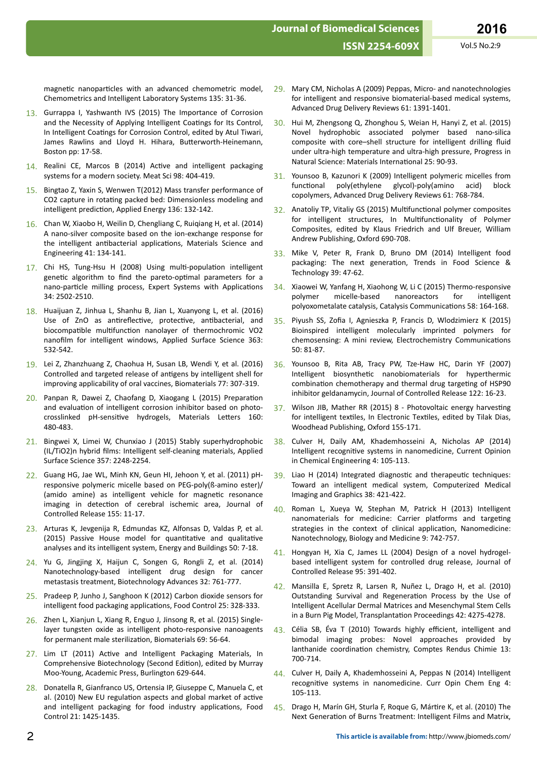magnetic nanoparticles with an advanced chemometric model, Chemometrics and Intelligent Laboratory Systems 135: 31-36.

13. Gurrappa I, Yashwanth IVS (2015) The Importance of Corrosion and the Necessity of Applying Intelligent Coatings for Its Control, In Intelligent Coatings for Corrosion Control, edited by Atul Tiwari, James Rawlins and Lloyd H. Hihara, Butterworth-Heinemann, Boston pp: 17-58.
14. Realini CE, Marcos B (2014) Active and intelligent packaging systems for a modern society. Meat Sci 98: 404-419.
15. Bingtao Z, Yaxin S, Wenwen T(2012) Mass transfer performance of CO2 capture in rotating packed bed: Dimensionless modeling and intelligent prediction, Applied Energy 136: 132-142.
16. Chan W, Xiaobo H, Weilin D, Chengliang C, Ruiqiang H, et al. (2014) A nano-silver composite based on the ion-exchange response for the intelligent antibacterial applications, Materials Science and Engineering 41: 134-141.
17. Chi HS, Tung-Hsu H (2008) Using multi-population intelligent genetic algorithm to find the pareto-optimal parameters for a nano-particle milling process, Expert Systems with Applications 34: 2502-2510.
18. Huaijuan Z, Jinhua L, Shanhu B, Jian L, Xuanyong L, et al. (2016) Use of ZnO as antireflective, protective, antibacterial, and biocompatible multifunction nanolayer of thermochromic VO2 nanofilm for intelligent windows, Applied Surface Science 363: 532-542.
19. Lei Z, Zhanzhuang Z, Chaohua H, Susan LB, Wendi Y, et al. (2016) Controlled and targeted release of antigens by intelligent shell for improving applicability of oral vaccines, Biomaterials 77: 307-319.
20. Panpan R, Dawei Z, Chaofang D, Xiaogang L (2015) Preparation and evaluation of intelligent corrosion inhibitor based on photo-crosslinked pH-sensitive hydrogels, Materials Letters 160: 480-483.
21. Bingwei X, Limei W, Chunxiao J (2015) Stably superhydrophobic (IL/TiO2)n hybrid films: Intelligent self-cleaning materials, Applied Surface Science 357: 2248-2254.
22. Guang HG, Jae WL, Minh KN, Geun HI, Jehoon Y, et al. (2011) pH-responsive polymeric micelle based on PEG-poly(ß-amino ester)/(amido amine) as intelligent vehicle for magnetic resonance imaging in detection of cerebral ischemic area, Journal of Controlled Release 155: 11-17.
23. Arturas K, Jevgenija R, Edmundas KZ, Alfonsas D, Valdas P, et al. (2015) Passive House model for quantitative and qualitative analyses and its intelligent system, Energy and Buildings 50: 7-18.
24. Yu G, Jingjing X, Haijun C, Songen G, Rongli Z, et al. (2014) Nanotechnology-based intelligent drug design for cancer metastasis treatment, Biotechnology Advances 32: 761-777.
25. Pradeep P, Junho J, Sanghoon K (2012) Carbon dioxide sensors for intelligent food packaging applications, Food Control 25: 328-333.
26. Zhen L, Xianjun L, Xiang R, Enguo J, Jinsong R, et al. (2015) Single-layer tungsten oxide as intelligent photo-responsive nanoagents for permanent male sterilization, Biomaterials 69: 56-64.
27. Lim LT (2011) Active and Intelligent Packaging Materials, In Comprehensive Biotechnology (Second Edition), edited by Murray Moo-Young, Academic Press, Burlington 629-644.
28. Donatella R, Gianfranco US, Ortensia IP, Giuseppe C, Manuela C, et al. (2010) New EU regulation aspects and global market of active and intelligent packaging for food industry applications, Food Control 21: 1425-1435.
29. Mary CM, Nicholas A (2009) Peppas, Micro- and nanotechnologies for intelligent and responsive biomaterial-based medical systems, Advanced Drug Delivery Reviews 61: 1391-1401.
30. Hui M, Zhengsong Q, Zhonghou S, Weian H, Hanyi Z, et al. (2015) Novel hydrophobic associated polymer based nano-silica composite with core–shell structure for intelligent drilling fluid under ultra-high temperature and ultra-high pressure, Progress in Natural Science: Materials International 25: 90-93.
31. Younsoo B, Kazunori K (2009) Intelligent polymeric micelles from functional poly(ethylene glycol)-poly(amino acid) block copolymers, Advanced Drug Delivery Reviews 61: 768-784.
32. Anatoliy TP, Vitaliy GS (2015) Multifunctional polymer composites for intelligent structures, In Multifunctionality of Polymer Composites, edited by Klaus Friedrich and Ulf Breuer, William Andrew Publishing, Oxford 690-708.
33. Mike V, Peter R, Frank D, Bruno DM (2014) Intelligent food packaging: The next generation, Trends in Food Science & Technology 39: 47-62.
34. Xiaowei W, Yanfang H, Xiaohong W, Li C (2015) Thermo-responsive polymer micelle-based nanoreactors for intelligent polyoxometalate catalysis, Catalysis Communications 58: 164-168.
35. Piyush SS, Zofia I, Agnieszka P, Francis D, Wlodzimierz K (2015) Bioinspired intelligent molecularly imprinted polymers for chemosensing: A mini review, Electrochemistry Communications 50: 81-87.
36. Younsoo B, Rita AB, Tracy PW, Tze-Haw HC, Darin YF (2007) Intelligent biosynthetic nanobiomaterials for hyperthermic combination chemotherapy and thermal drug targeting of HSP90 inhibitor geldanamycin, Journal of Controlled Release 122: 16-23.
37. Wilson JIB, Mather RR (2015) 8 - Photovoltaic energy harvesting for intelligent textiles, In Electronic Textiles, edited by Tilak Dias, Woodhead Publishing, Oxford 155-171.
38. Culver H, Daily AM, Khademhosseini A, Nicholas AP (2014) Intelligent recognitive systems in nanomedicine, Current Opinion in Chemical Engineering 4: 105-113.
39. Liao H (2014) Integrated diagnostic and therapeutic techniques: Toward an intelligent medical system, Computerized Medical Imaging and Graphics 38: 421-422.
40. Roman L, Xueya W, Stephan M, Patrick H (2013) Intelligent nanomaterials for medicine: Carrier platforms and targeting strategies in the context of clinical application, Nanomedicine: Nanotechnology, Biology and Medicine 9: 742-757.
41. Hongyan H, Xia C, James LL (2004) Design of a novel hydrogel-based intelligent system for controlled drug release, Journal of Controlled Release 95: 391-402.
42. Mansilla E, Spretz R, Larsen R, Nuñez L, Drago H, et al. (2010) Outstanding Survival and Regeneration Process by the Use of Intelligent Acellular Dermal Matrices and Mesenchymal Stem Cells in a Burn Pig Model, Transplantation Proceedings 42: 4275-4278.
43. Célia SB, Éva T (2010) Towards highly efficient, intelligent and bimodal imaging probes: Novel approaches provided by lanthanide coordination chemistry, Comptes Rendus Chimie 13: 700-714.
44. Culver H, Daily A, Khademhosseini A, Peppas N (2014) Intelligent recognitive systems in nanomedicine. Curr Opin Chem Eng 4: 105-113.
45. Drago H, Marín GH, Sturla F, Roque G, Mártire K, et al. (2010) The Next Generation of Burns Treatment: Intelligent Films and Matrix,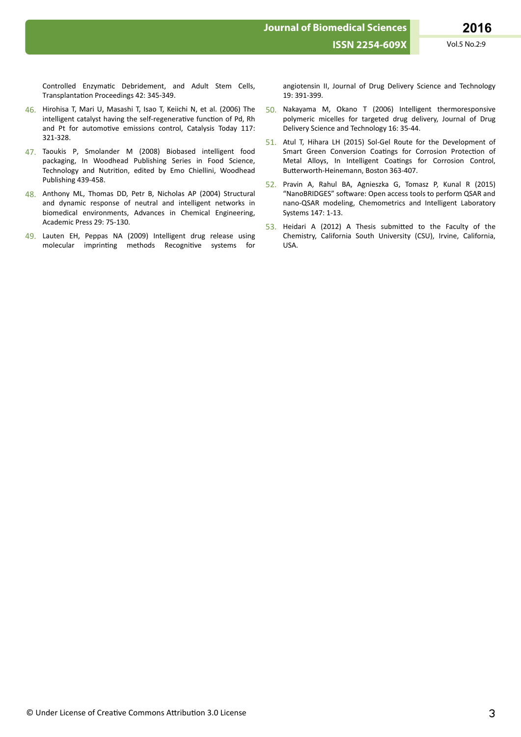Controlled Enzymatic Debridement, and Adult Stem Cells, Transplantation Proceedings 42: 345-349.

46. Hirohisa T, Mari U, Masashi T, Isao T, Keiichi N, et al. (2006) The intelligent catalyst having the self-regenerative function of Pd, Rh and Pt for automotive emissions control, Catalysis Today 117: 321-328.

47. Taoukis P, Smolander M (2008) Biobased intelligent food packaging, In Woodhead Publishing Series in Food Science, Technology and Nutrition, edited by Emo Chiellini, Woodhead Publishing 439-458.

48. Anthony ML, Thomas DD, Petr B, Nicholas AP (2004) Structural and dynamic response of neutral and intelligent networks in biomedical environments, Advances in Chemical Engineering, Academic Press 29: 75-130.

49. Lauten EH, Peppas NA (2009) Intelligent drug release using molecular imprinting methods Recognitive systems for angiotensin II, Journal of Drug Delivery Science and Technology 19: 391-399.

50. Nakayama M, Okano T (2006) Intelligent thermoresponsive polymeric micelles for targeted drug delivery, Journal of Drug Delivery Science and Technology 16: 35-44.

51. Atul T, Hihara LH (2015) Sol-Gel Route for the Development of Smart Green Conversion Coatings for Corrosion Protection of Metal Alloys, In Intelligent Coatings for Corrosion Control, Butterworth-Heinemann, Boston 363-407.

52. Pravin A, Rahul BA, Agnieszka G, Tomasz P, Kunal R (2015) "NanoBRIDGES" software: Open access tools to perform QSAR and nano-QSAR modeling, Chemometrics and Intelligent Laboratory Systems 147: 1-13.

53. Heidari A (2012) A Thesis submitted to the Faculty of the Chemistry, California South University (CSU), Irvine, California, USA.